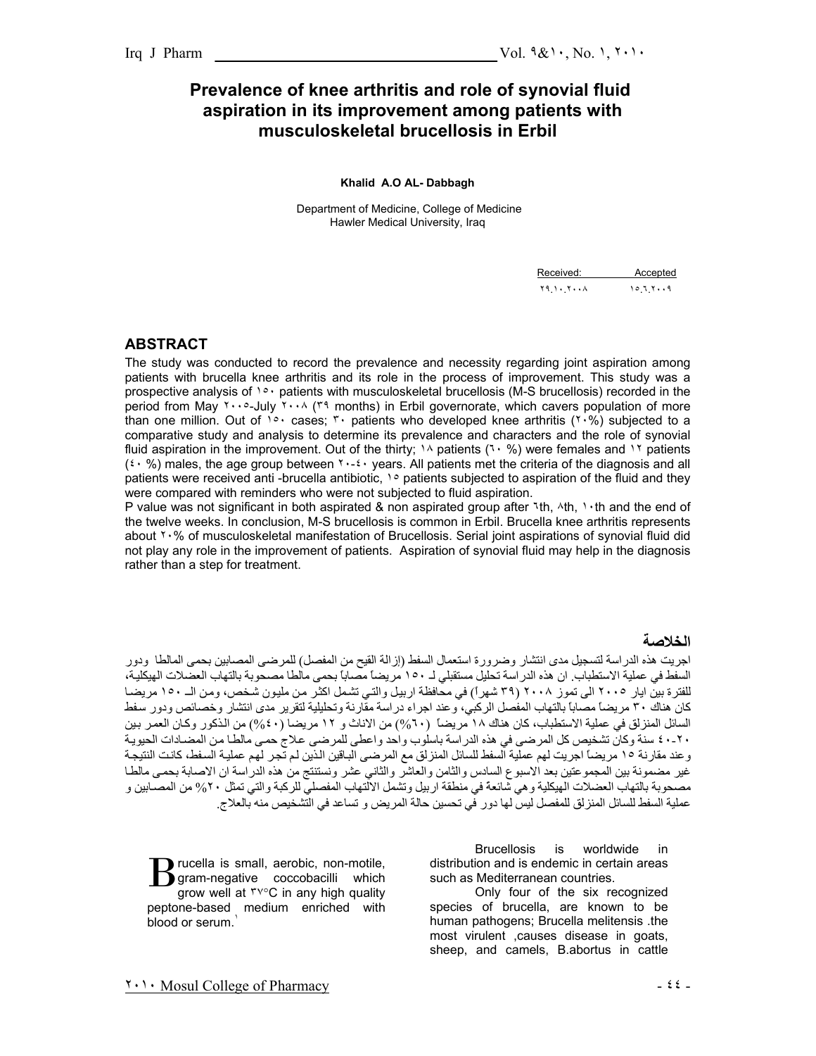# Prevalence of knee arthritis and role of synovial fluid aspiration in its improvement among patients with musculoskeletal brucellosis in Erbil

**Khalid A.O AL- Dabbagh**

Department of Medicine, College of Medicine
Hawler Medical University, Iraq

| Received: | Accepted |
|---|---|
| ٢٩.١٠.٢٠٠٨ | ١٥.٦.٢٠٠٩ |

## ABSTRACT

The study was conducted to record the prevalence and necessity regarding joint aspiration among patients with brucella knee arthritis and its role in the process of improvement. This study was a prospective analysis of ١٥٠ patients with musculoskeletal brucellosis (M-S brucellosis) recorded in the period from May ٢٠٠٥-July ٢٠٠٨ (٣٩ months) in Erbil governorate, which cavers population of more than one million. Out of ١٥٠ cases; ٣٠ patients who developed knee arthritis (٢٠%) subjected to a comparative study and analysis to determine its prevalence and characters and the role of synovial fluid aspiration in the improvement. Out of the thirty; ١٨ patients (٦٠ %) were females and ١٢ patients (٤٠ %) males, the age group between ٢٠-٤٠ years. All patients met the criteria of the diagnosis and all patients were received anti -brucella antibiotic, ١٥ patients subjected to aspiration of the fluid and they were compared with reminders who were not subjected to fluid aspiration.

P value was not significant in both aspirated & non aspirated group after ٦th, ٨th, ١٠th and the end of the twelve weeks. In conclusion, M-S brucellosis is common in Erbil. Brucella knee arthritis represents about ٢٠% of musculoskeletal manifestation of Brucellosis. Serial joint aspirations of synovial fluid did not play any role in the improvement of patients. Aspiration of synovial fluid may help in the diagnosis rather than a step for treatment.

## الخلاصة

اجريت هذه الدراسة لتسجيل مدى انتشار وضرورة استعمال السفط (إزالة القيح من المفصل) للمرضى المصابين بحمى المالطا ودور السفط في عملية الاستطباب. ان هذه الدراسة تحليل مستقبلي لـ ١٥٠ مريضاً مصاباً بحمى مالطا مصحوبة بالتهاب العضلات الهيكلية، للفترة بين ايار ٢٠٠٥ الى تموز ٢٠٠٨ (٣٩ شهراً) في محافظة اربيل والتي تشمل اكثر من مليون شخص، ومن الـ ١٥٠ مريضا كان هناك ٣٠ مريضاً مصاباً بالتهاب المفصل الركبي، وعند اجراء دراسة مقارنة وتحليلية لتقرير مدى انتشار وخصائص ودور سفط السائل المنزلق في عملية الاستطباب، كان هناك ١٨ مريضاً (٦٠%) من الاناث و ١٢ مريضا (٤٠%) من الذكور وكان العمر بين ٢٠-٤٠ سنة وكان تشخيص كل المرضى في هذه الدراسة باسلوب واحد واعطى للمرضى علاج حمى مالطا من المضادات الحيوية وعند مقارنة ١٥ مريضاً اجريت لهم عملية السفط للسائل المنزلق مع المرضى الباقين الذين لم تجر لهم عملية السفط، كانت النتيجة غير مضمونة بين المجموعتين بعد الاسبوع السادس والثامن والعاشر والثاني عشر ونستنتج من هذه الدراسة ان الاصابة بحمى مالطا مصحوبة بالتهاب العضلات الهيكلية وهي شائعة في منطقة اربيل وتشمل الالتهاب المفصلي للركبة والتي تمثل ٢٠% من المصابين و عملية السفط للسائل المنزلق للمفصل ليس لها دور في تحسين حالة المريض و تساعد في التشخيص منه بالعلاج.

Brucella is small, aerobic, non-motile, gram-negative coccobacilli which grow well at ٣٧°C in any high quality peptone-based medium enriched with blood or serum.[1]

Brucellosis is worldwide in distribution and is endemic in certain areas such as Mediterranean countries.

Only four of the six recognized species of brucella, are known to be human pathogens; Brucella melitensis .the most virulent ,causes disease in goats, sheep, and camels, B.abortus in cattle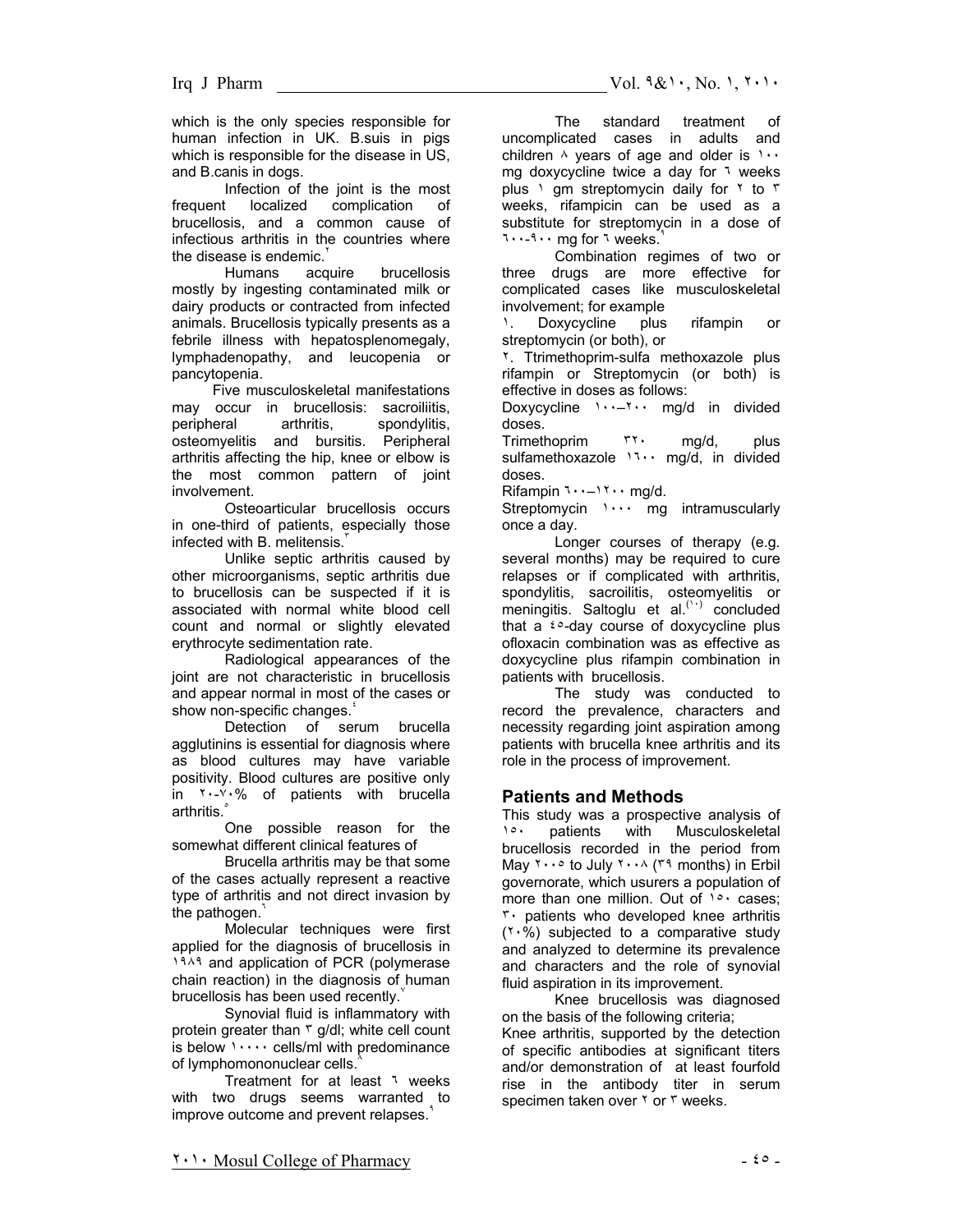which is the only species responsible for human infection in UK. B.suis in pigs which is responsible for the disease in US, and B.canis in dogs.

Infection of the joint is the most frequent localized complication of brucellosis, and a common cause of infectious arthritis in the countries where the disease is endemic.[٢]

Humans acquire brucellosis mostly by ingesting contaminated milk or dairy products or contracted from infected animals. Brucellosis typically presents as a febrile illness with hepatosplenomegaly, lymphadenopathy, and leucopenia or pancytopenia.

Five musculoskeletal manifestations may occur in brucellosis: sacroiliitis, peripheral arthritis, spondylitis, osteomyelitis and bursitis. Peripheral arthritis affecting the hip, knee or elbow is the most common pattern of joint involvement.

Osteoarticular brucellosis occurs in one-third of patients, especially those infected with B. melitensis.[٣]

Unlike septic arthritis caused by other microorganisms, septic arthritis due to brucellosis can be suspected if it is associated with normal white blood cell count and normal or slightly elevated erythrocyte sedimentation rate.

Radiological appearances of the joint are not characteristic in brucellosis and appear normal in most of the cases or show non-specific changes.[٤]

Detection of serum brucella agglutinins is essential for diagnosis where as blood cultures may have variable positivity. Blood cultures are positive only in ٢٠-٧٠% of patients with brucella arthritis.[٥]

One possible reason for the somewhat different clinical features of

Brucella arthritis may be that some of the cases actually represent a reactive type of arthritis and not direct invasion by the pathogen.[٦]

Molecular techniques were first applied for the diagnosis of brucellosis in ١٩٨٩ and application of PCR (polymerase chain reaction) in the diagnosis of human brucellosis has been used recently.[٧]

Synovial fluid is inflammatory with protein greater than ٣ g/dl; white cell count is below ١٠٠٠٠ cells/ml with predominance of lymphomononuclear cells.[٨]

Treatment for at least ٦ weeks with two drugs seems warranted to improve outcome and prevent relapses.[٩]

The standard treatment of uncomplicated cases in adults and children ٨ years of age and older is ١٠٠ mg doxycycline twice a day for ٦ weeks plus ١ gm streptomycin daily for ٢ to ٣ weeks, rifampicin can be used as a substitute for streptomycin in a dose of ٦٠٠-٩٠٠ mg for ٦ weeks.[٩]

Combination regimes of two or three drugs are more effective for complicated cases like musculoskeletal involvement; for example

١. Doxycycline plus rifampin or streptomycin (or both), or

٢. Ttrimethoprim-sulfa methoxazole plus rifampin or Streptomycin (or both) is effective in doses as follows:

Doxycycline ١٠٠–٢٠٠ mg/d in divided doses.

Trimethoprim ٣٢٠ mg/d, plus sulfamethoxazole ١٦٠٠ mg/d, in divided doses.

Rifampin ٦٠٠–١٢٠٠ mg/d.

Streptomycin ١٠٠٠ mg intramuscularly once a day.

Longer courses of therapy (e.g. several months) may be required to cure relapses or if complicated with arthritis, spondylitis, sacroilitis, osteomyelitis or meningitis. Saltoglu et al.[١٠] concluded that a ٤٥-day course of doxycycline plus ofloxacin combination was as effective as doxycycline plus rifampin combination in patients with brucellosis.

The study was conducted to record the prevalence, characters and necessity regarding joint aspiration among patients with brucella knee arthritis and its role in the process of improvement.

## Patients and Methods

This study was a prospective analysis of ١٥٠ patients with Musculoskeletal brucellosis recorded in the period from May ٢٠٠٥ to July ٢٠٠٨ (٣٩ months) in Erbil governorate, which usurers a population of more than one million. Out of ١٥٠ cases; ٣٠ patients who developed knee arthritis (٢٠%) subjected to a comparative study and analyzed to determine its prevalence and characters and the role of synovial fluid aspiration in its improvement.

Knee brucellosis was diagnosed on the basis of the following criteria;

Knee arthritis, supported by the detection of specific antibodies at significant titers and/or demonstration of at least fourfold rise in the antibody titer in serum specimen taken over ٢ or ٣ weeks.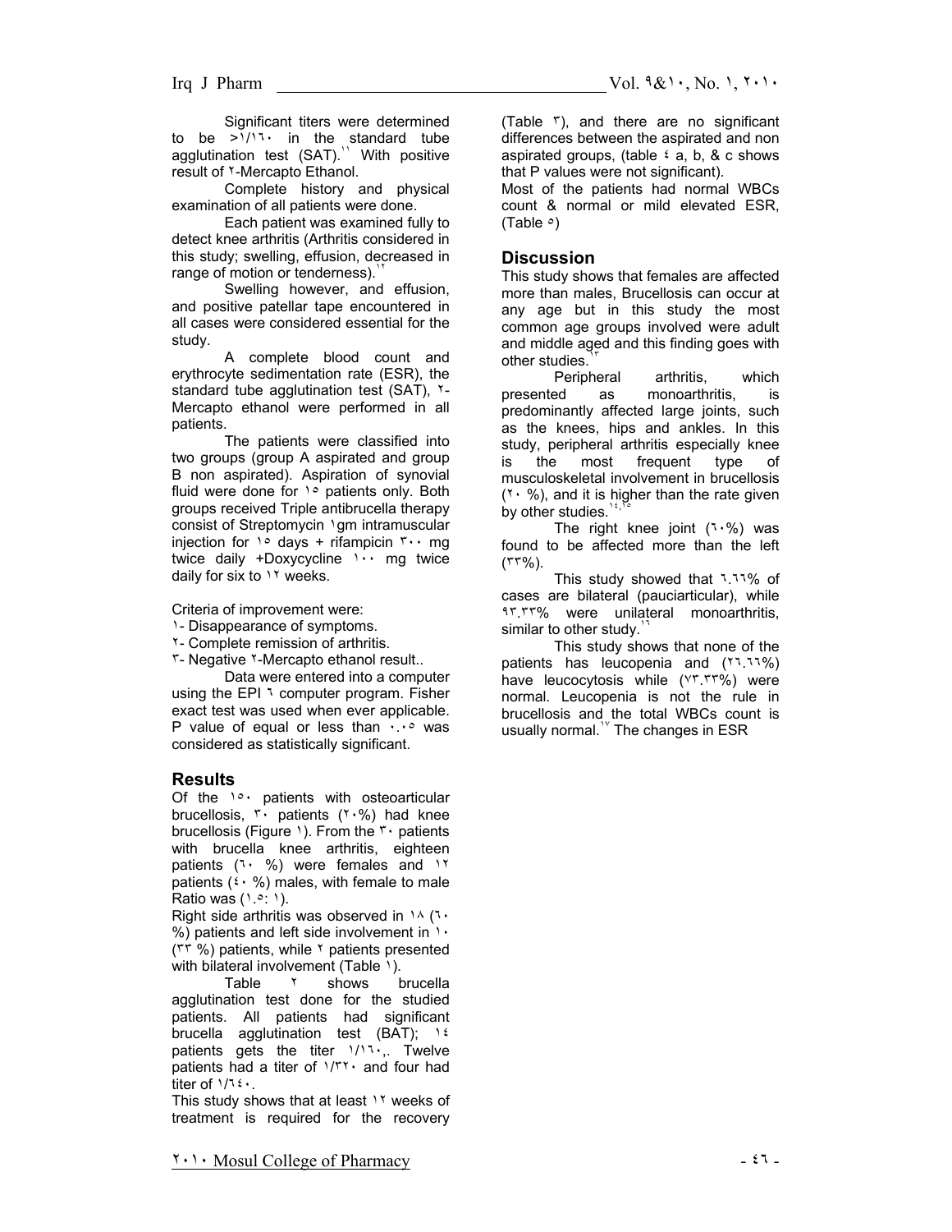Significant titers were determined to be >١/١٦٠ in the standard tube agglutination test (SAT).[11] With positive result of ٢-Mercapto Ethanol.

Complete history and physical examination of all patients were done.

Each patient was examined fully to detect knee arthritis (Arthritis considered in this study; swelling, effusion, decreased in range of motion or tenderness).[12]

Swelling however, and effusion, and positive patellar tape encountered in all cases were considered essential for the study.

A complete blood count and erythrocyte sedimentation rate (ESR), the standard tube agglutination test (SAT), ٢-Mercapto ethanol were performed in all patients.

The patients were classified into two groups (group A aspirated and group B non aspirated). Aspiration of synovial fluid were done for ١٥ patients only. Both groups received Triple antibrucella therapy consist of Streptomycin ١gm intramuscular injection for ١٥ days + rifampicin ٣٠٠ mg twice daily +Doxycycline ١٠٠ mg twice daily for six to ١٢ weeks.

Criteria of improvement were:

١- Disappearance of symptoms.

٢- Complete remission of arthritis.

٣- Negative ٢-Mercapto ethanol result..

Data were entered into a computer using the EPI ٦ computer program. Fisher exact test was used when ever applicable. P value of equal or less than ٠.٠٥ was considered as statistically significant.

## Results

Of the ١٥٠ patients with osteoarticular brucellosis, ٣٠ patients (٢٠%) had knee brucellosis (Figure ١). From the ٣٠ patients with brucella knee arthritis, eighteen patients (٦٠ %) were females and ١٢ patients (٤٠ %) males, with female to male Ratio was (١.٥: ١).

Right side arthritis was observed in ١٨ (٦٠ %) patients and left side involvement in ١٠ (٣٣ %) patients, while ٢ patients presented with bilateral involvement (Table ١).

Table ٢ shows brucella agglutination test done for the studied patients. All patients had significant brucella agglutination test (BAT); ١٤ patients gets the titer ١/١٦٠,. Twelve patients had a titer of ١/٣٢٠ and four had titer of ١/٦٤٠.

This study shows that at least ١٢ weeks of treatment is required for the recovery (Table ٣), and there are no significant differences between the aspirated and non aspirated groups, (table ٤ a, b, & c shows that P values were not significant).

Most of the patients had normal WBCs count & normal or mild elevated ESR, (Table ٥)

## Discussion

This study shows that females are affected more than males, Brucellosis can occur at any age but in this study the most common age groups involved were adult and middle aged and this finding goes with other studies.[13]

Peripheral arthritis, which presented as monoarthritis, is predominantly affected large joints, such as the knees, hips and ankles. In this study, peripheral arthritis especially knee is the most frequent type of musculoskeletal involvement in brucellosis (٢٠ %), and it is higher than the rate given by other studies.[14,15]

The right knee joint (٦٠%) was found to be affected more than the left (٣٣%).

This study showed that ٦.٦٦% of cases are bilateral (pauciarticular), while ٩٣.٣٣% were unilateral monoarthritis, similar to other study.[16]

This study shows that none of the patients has leucopenia and (٢٦.٦٦%) have leucocytosis while (٧٣.٣٣%) were normal. Leucopenia is not the rule in brucellosis and the total WBCs count is usually normal.[17] The changes in ESR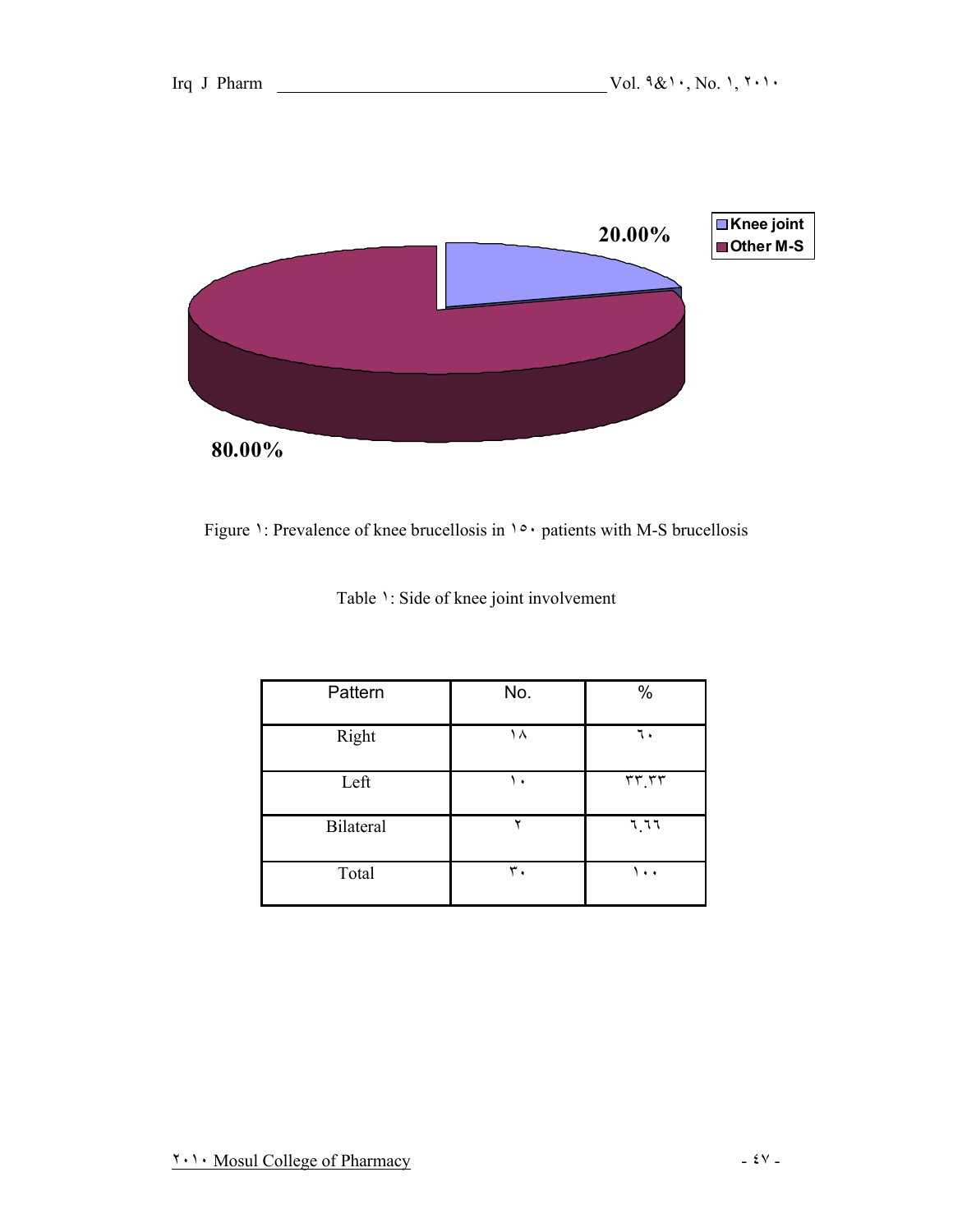Figure ١: Prevalence of knee brucellosis in ١٥٠ patients with M-S brucellosis

Table ١: Side of knee joint involvement

| Pattern | No. | % |
|---|---|---|
| Right | ١٨ | ٦٠ |
| Left | ١٠ | ٣٣.٣٣ |
| Bilateral | ٢ | ٦.٦٦ |
| Total | ٣٠ | ١٠٠ |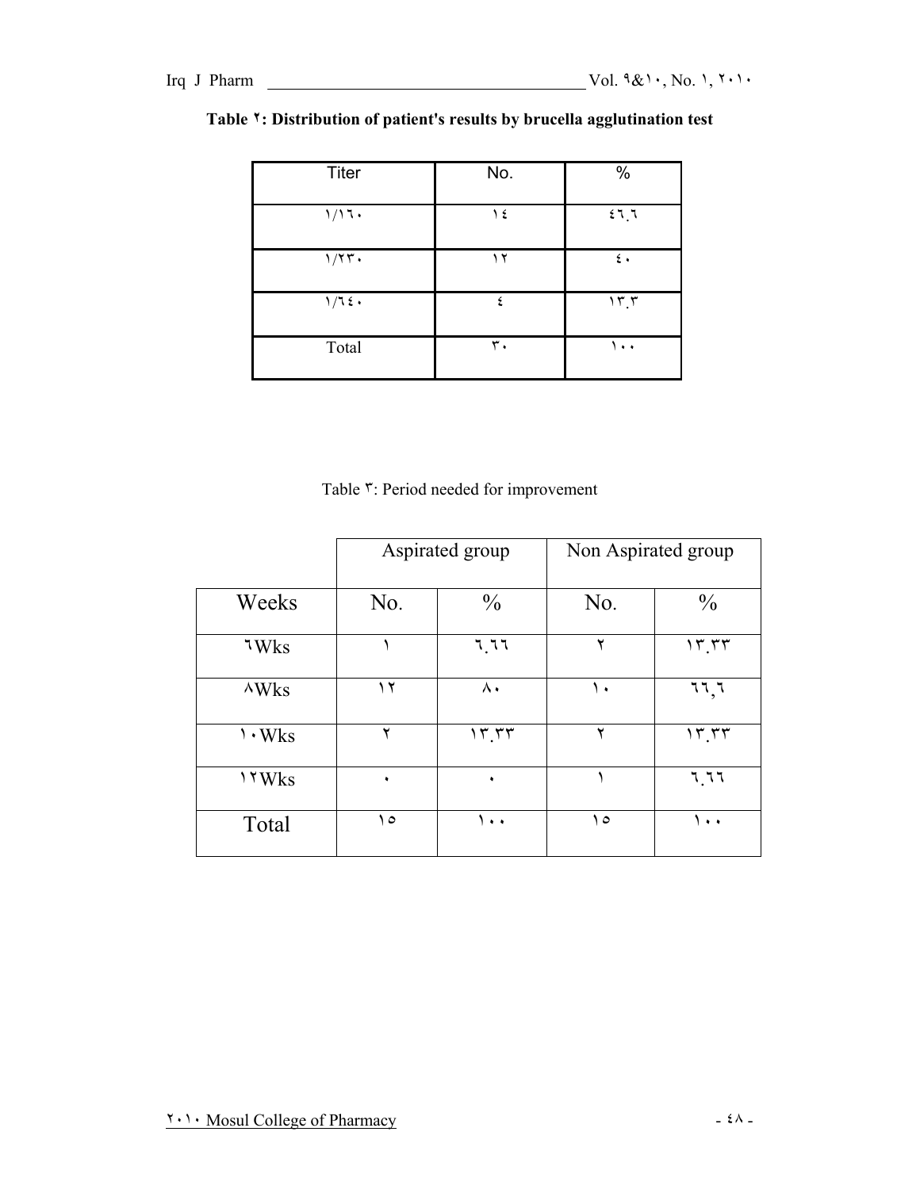**Table ٢: Distribution of patient's results by brucella agglutination test**

| Titer | No. | % |
|---|---|---|
| ١/١٦٠ | ١٤ | ٤٦.٦ |
| ١/٢٣٠ | ١٢ | ٤٠ |
| ١/٦٤٠ | ٤ | ١٣.٣ |
| Total | ٣٠ | ١٠٠ |

Table ٣: Period needed for improvement

| | Aspirated group | | Non Aspirated group | |
|---|---|---|---|---|
| Weeks | No. | % | No. | % |
| ٦Wks | ١ | ٦.٦٦ | ٢ | ١٣.٣٣ |
| ٨Wks | ١٢ | ٨٠ | ١٠ | ٦٦,٦ |
| ١٠Wks | ٢ | ١٣.٣٣ | ٢ | ١٣.٣٣ |
| ١٢Wks | ٠ | ٠ | ١ | ٦.٦٦ |
| Total | ١٥ | ١٠٠ | ١٥ | ١٠٠ |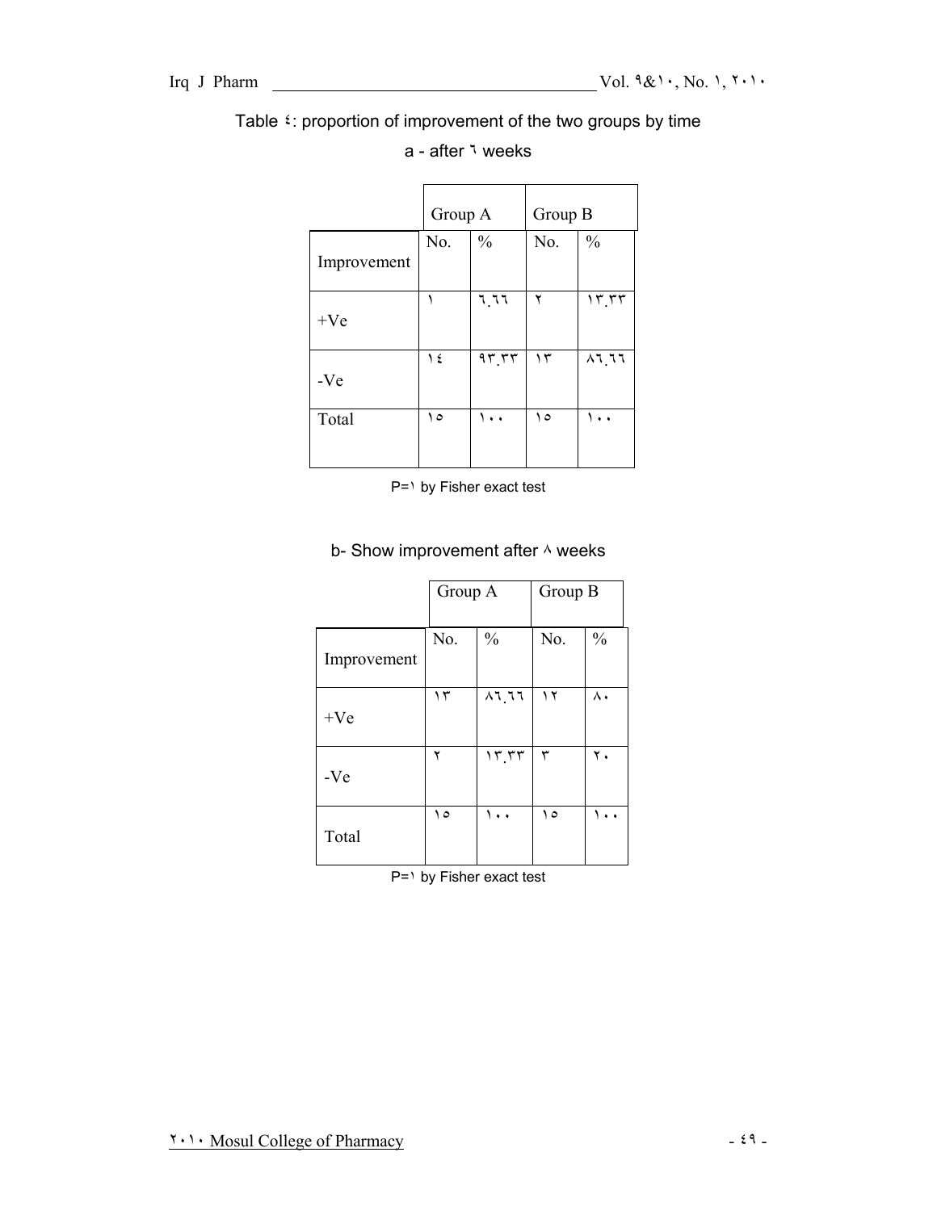Table ٤: proportion of improvement of the two groups by time

a - after ٦ weeks

| Improvement | Group A | | Group B | |
|---|---|---|---|---|
| | No. | % | No. | % |
| +Ve | ١ | ٦.٦٦ | ٢ | ١٣.٣٣ |
| -Ve | ١٤ | ٩٣.٣٣ | ١٣ | ٨٦.٦٦ |
| Total | ١٥ | ١٠٠ | ١٥ | ١٠٠ |

P=١ by Fisher exact test

b- Show improvement after ٨ weeks

| Improvement | Group A | | Group B | |
|---|---|---|---|---|
| | No. | % | No. | % |
| +Ve | ١٣ | ٨٦.٦٦ | ١٢ | ٨٠ |
| -Ve | ٢ | ١٣.٣٣ | ٣ | ٢٠ |
| Total | ١٥ | ١٠٠ | ١٥ | ١٠٠ |

P=١ by Fisher exact test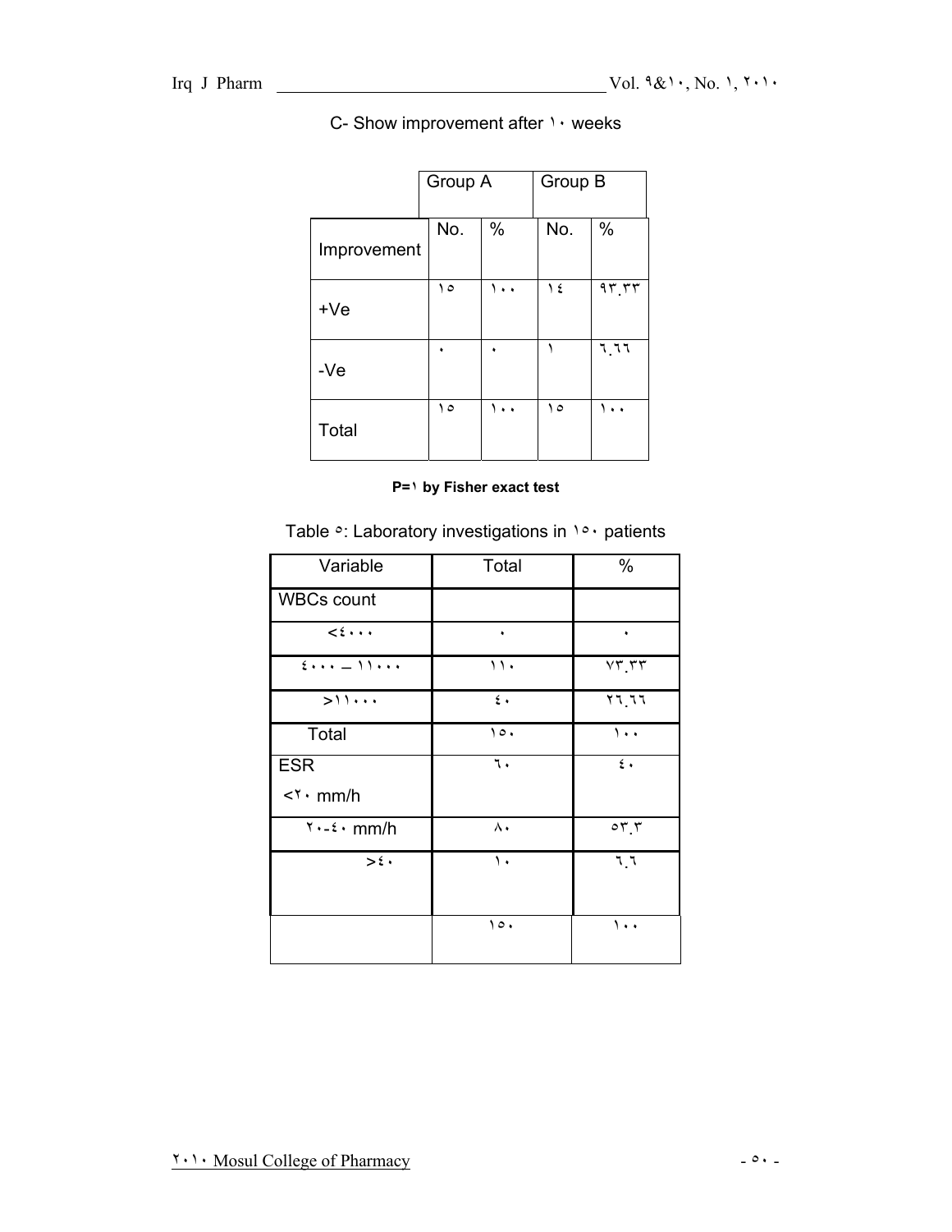C- Show improvement after ١٠ weeks

| Improvement | Group A | | Group B | |
|---|---|---|---|---|
| | No. | % | No. | % |
| +Ve | ١٥ | ١٠٠ | ١٤ | ٩٣.٣٣ |
| -Ve | ٠ | ٠ | ١ | ٦.٦٦ |
| Total | ١٥ | ١٠٠ | ١٥ | ١٠٠ |

**P=١ by Fisher exact test**

Table ٥: Laboratory investigations in ١٥٠ patients

| Variable | Total | % |
|---|---|---|
| WBCs count | | |
| <٤٠٠٠ | ٠ | ٠ |
| ٤٠٠٠ – ١١٠٠٠ | ١١٠ | ٧٣.٣٣ |
| >١١٠٠٠ | ٤٠ | ٢٦.٦٦ |
| Total | ١٥٠ | ١٠٠ |
| ESR <٢٠ mm/h | ٦٠ | ٤٠ |
| ٢٠-٤٠ mm/h | ٨٠ | ٥٣.٣ |
| >٤٠ | ١٠ | ٦.٦ |
| | ١٥٠ | ١٠٠ |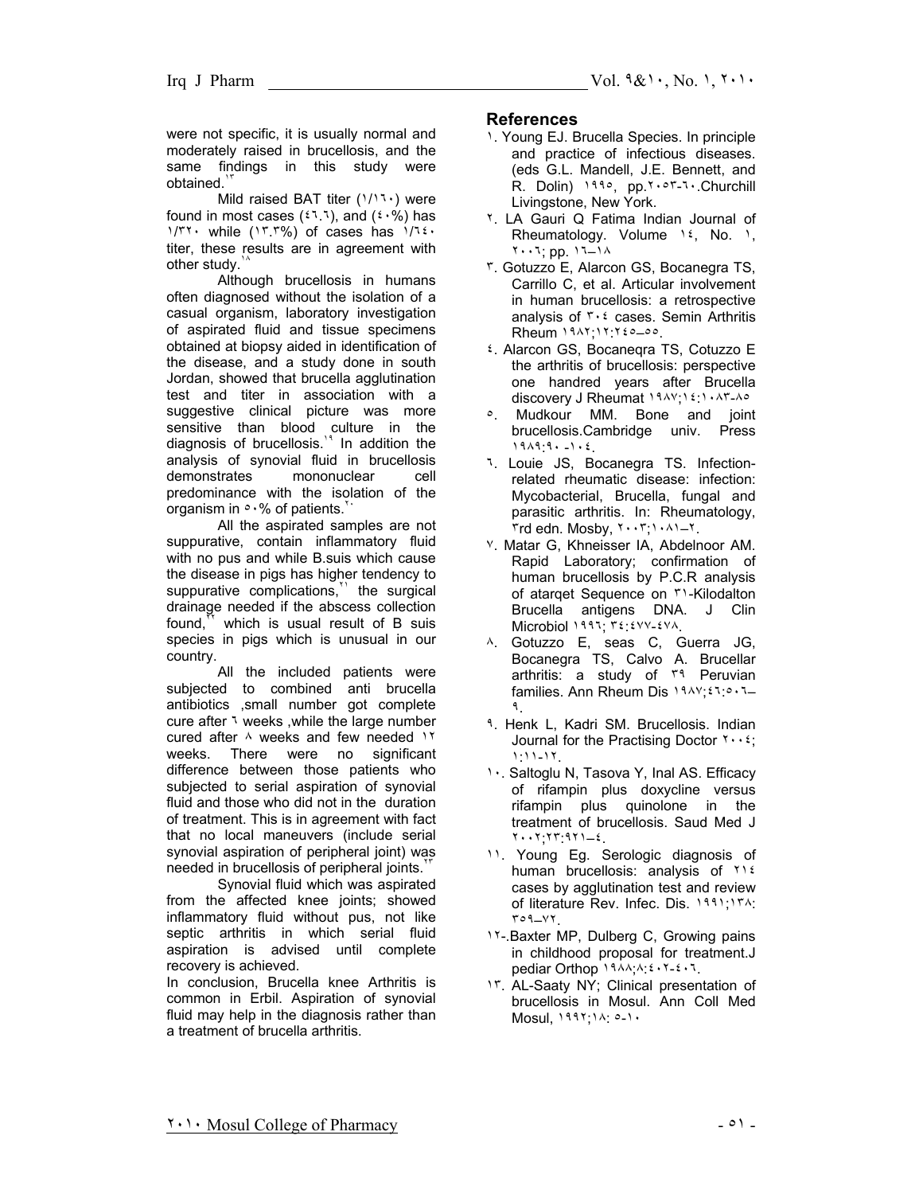were not specific, it is usually normal and moderately raised in brucellosis, and the same findings in this study were obtained.[13]

Mild raised BAT titer (1/160) were found in most cases (46.6), and (40%) has 1/320 while (13.3%) of cases has 1/640 titer, these results are in agreement with other study.[18]

Although brucellosis in humans often diagnosed without the isolation of a casual organism, laboratory investigation of aspirated fluid and tissue specimens obtained at biopsy aided in identification of the disease, and a study done in south Jordan, showed that brucella agglutination test and titer in association with a suggestive clinical picture was more sensitive than blood culture in the diagnosis of brucellosis.[19] In addition the analysis of synovial fluid in brucellosis demonstrates mononuclear cell predominance with the isolation of the organism in 50% of patients.[20]

All the aspirated samples are not suppurative, contain inflammatory fluid with no pus and while B.suis which cause the disease in pigs has higher tendency to suppurative complications,[21] the surgical drainage needed if the abscess collection found,[22] which is usual result of B suis species in pigs which is unusual in our country.

All the included patients were subjected to combined anti brucella antibiotics ,small number got complete cure after 6 weeks ,while the large number cured after 8 weeks and few needed 12 weeks. There were no significant difference between those patients who subjected to serial aspiration of synovial fluid and those who did not in the duration of treatment. This is in agreement with fact that no local maneuvers (include serial synovial aspiration of peripheral joint) was needed in brucellosis of peripheral joints.[23]

Synovial fluid which was aspirated from the affected knee joints; showed inflammatory fluid without pus, not like septic arthritis in which serial fluid aspiration is advised until complete recovery is achieved.

In conclusion, Brucella knee Arthritis is common in Erbil. Aspiration of synovial fluid may help in the diagnosis rather than a treatment of brucella arthritis.

## References

1. Young EJ. Brucella Species. In principle and practice of infectious diseases. (eds G.L. Mandell, J.E. Bennett, and R. Dolin) 1995, pp.2053-60.Churchill Livingstone, New York.
2. LA Gauri Q Fatima Indian Journal of Rheumatology. Volume 14, No. 1, 2006; pp. 16–18
3. Gotuzzo E, Alarcon GS, Bocanegra TS, Carrillo C, et al. Articular involvement in human brucellosis: a retrospective analysis of 304 cases. Semin Arthritis Rheum 1982;12:245–55.
4. Alarcon GS, Bocaneqra TS, Cotuzzo E the arthritis of brucellosis: perspective one handred years after Brucella discovery J Rheumat 1987;14:1083-85
5. Mudkour MM. Bone and joint brucellosis.Cambridge univ. Press 1989:90 -104.
6. Louie JS, Bocanegra TS. Infection-related rheumatic disease: infection: Mycobacterial, Brucella, fungal and parasitic arthritis. In: Rheumatology, 3rd edn. Mosby, 2003;1081–2.
7. Matar G, Khneisser IA, Abdelnoor AM. Rapid Laboratory; confirmation of human brucellosis by P.C.R analysis of atarqet Sequence on 31-Kilodalton Brucella antigens DNA. J Clin Microbiol 1996; 34:477-478.
8. Gotuzzo E, seas C, Guerra JG, Bocanegra TS, Calvo A. Brucellar arthritis: a study of 39 Peruvian families. Ann Rheum Dis 1987;46:506–9.
9. Henk L, Kadri SM. Brucellosis. Indian Journal for the Practising Doctor 2004; 1:11-12.
10. Saltoglu N, Tasova Y, Inal AS. Efficacy of rifampin plus doxycline versus rifampin plus quinolone in the treatment of brucellosis. Saud Med J 2002;23:921–4.
11. Young Eg. Serologic diagnosis of human brucellosis: analysis of 214 cases by agglutination test and review of literature Rev. Infec. Dis. 1991;138: 359–72.
12. Baxter MP, Dulberg C, Growing pains in childhood proposal for treatment.J pediar Orthop 1988;8:402-406.
13. AL-Saaty NY; Clinical presentation of brucellosis in Mosul. Ann Coll Med Mosul, 1992;18: 5-10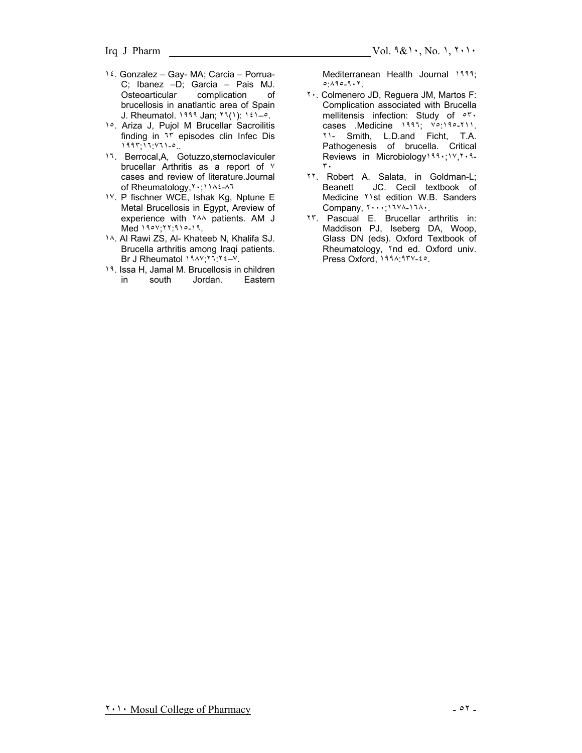14. Gonzalez – Gay- MA; Carcia – Porrua-C; Ibanez –D; Garcia – Pais MJ. Osteoarticular complication of brucellosis in anatlantic area of Spain J. Rheumatol. 1999 Jan; 26(1): 141–5.
15. Ariza J, Pujol M Brucellar Sacroilitis finding in 63 episodes clin Infec Dis 1993;16:761-5..
16. Berrocal,A, Gotuzzo,sternoclaviculer brucellar Arthritis as a report of 7 cases and review of literature.Journal of Rheumatology,20;1184-86
17. P fischner WCE, Ishak Kg, Nptune E Metal Brucellosis in Egypt, Areview of experience with 288 patients. AM J Med 1957;22:915-19.
18. Al Rawi ZS, Al- Khateeb N, Khalifa SJ. Brucella arthritis among Iraqi patients. Br J Rheumatol 1987;26:24–7.
19. Issa H, Jamal M. Brucellosis in children in south Jordan. Eastern Mediterranean Health Journal 1999; 5:895-902.
20. Colmenero JD, Reguera JM, Martos F: Complication associated with Brucella mellitensis infection: Study of 530 cases .Medicine 1996; 75:195-211.
21- Smith, L.D.and Ficht, T.A. Pathogenesis of brucella. Critical Reviews in Microbiology1990;17,209-30
22. Robert A. Salata, in Goldman-L; Beanett JC. Cecil textbook of Medicine 21st edition W.B. Sanders Company, 2000;1678-1680.
23. Pascual E. Brucellar arthritis in: Maddison PJ, Iseberg DA, Woop, Glass DN (eds). Oxford Textbook of Rheumatology, 2nd ed. Oxford univ. Press Oxford, 1998:937-45.